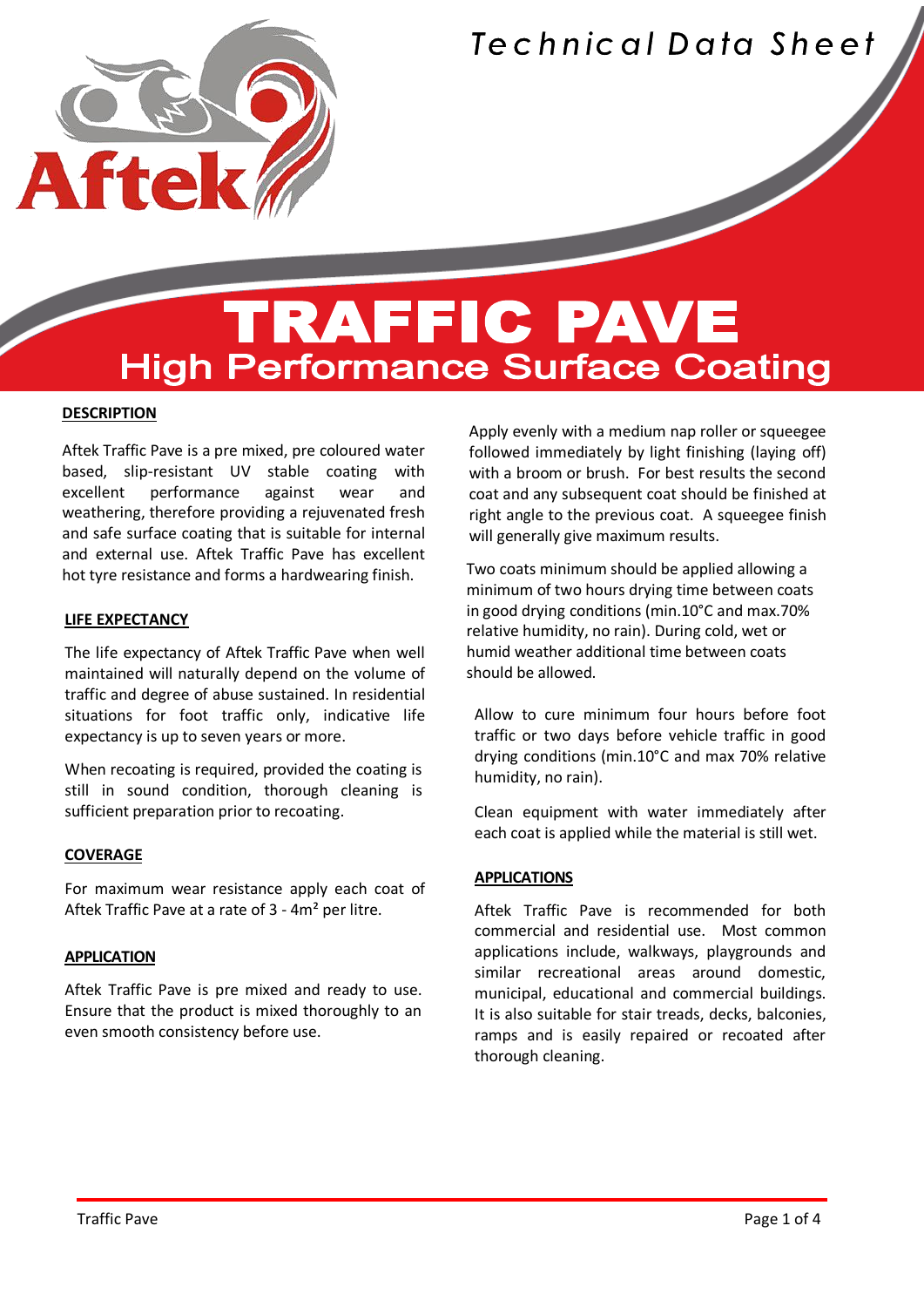Technical Data Sheet

# TRAFFIC PAVE

## High Performance Surface Coating

### DESCRIPTION

Aftek Traffic Pave is a pre mixed, pre coloured water based, slip-resistant UV stable coating with excellent performance against wear and weathering, therefore providing a rejuvenated fresh and safe surface coating that is suitable for internal and external use. Aftek Traffic Pave has excellent hot tyre resistance and forms a hardwearing finish.

### LIFE EXPECTANCY

The life expectancy of Aftek Traffic Pave when well maintained will naturally depend on the volume of traffic and degree of abuse sustained. In residential situations for foot traffic only, indicative life expectancy is up to seven years or more.

When recoating is required, provided the coating is still in sound condition, thorough cleaning is sufficient preparation prior to recoating.

### COVERAGE

For maximum wear resistance apply each coat of Aftek Traffic Pave at a rate of 3 - 4m² per litre.

### APPLICATION

Aftek Traffic Pave is pre mixed and ready to use. Ensure that the product is mixed thoroughly to an even smooth consistency before use.

Apply evenly with a medium nap roller or squeegee followed immediately by light finishing (laying off) with a broom or brush. For best results the second coat and any subsequent coat should be finished at right angle to the previous coat. A squeegee finish will generally give maximum results.

Two coats minimum should be applied allowing a minimum of two hours drying time between coats in good drying conditions (min.10°C and max.70% relative humidity, no rain). During cold, wet or humid weather additional time between coats should be allowed.

Allow to cure minimum four hours before foot traffic or two days before vehicle traffic in good drying conditions (min.10°C and max 70% relative humidity, no rain).

Clean equipment with water immediately after each coat is applied while the material is still wet.

### APPLICATIONS

Aftek Traffic Pave is recommended for both commercial and residential use. Most common applications include, walkways, playgrounds and similar recreational areas around domestic, municipal, educational and commercial buildings. It is also suitable for stair treads, decks, balconies, ramps and is easily repaired or recoated after thorough cleaning.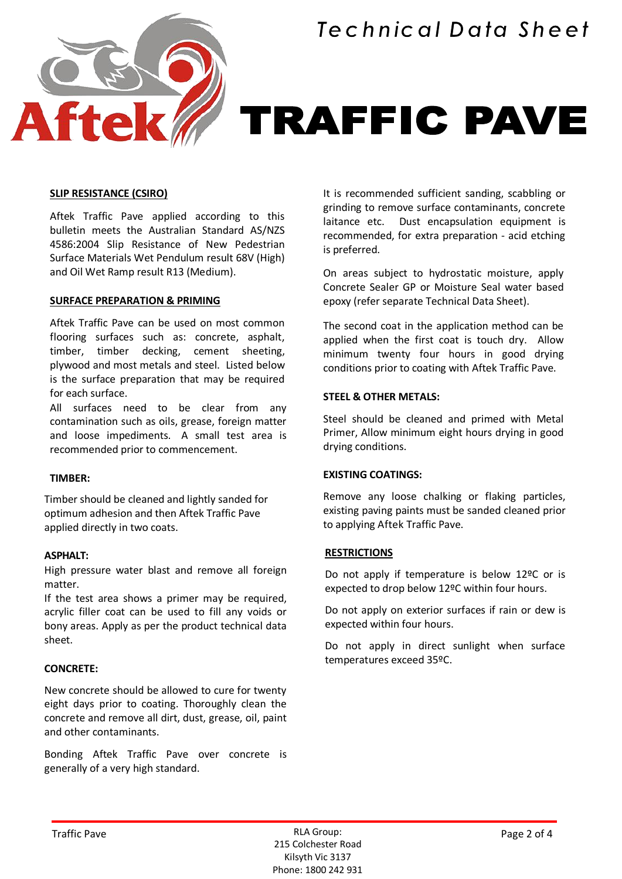Technical Data Sheet

# TRAFFIC PAVE

## SLIP RESISTANCE (CSIRO)

Aftek Traffic Pave applied according to this bulletin meets the Australian Standard AS/NZS 4586:2004 Slip Resistance of New Pedestrian Surface Materials Wet Pendulum result 68V (High) and Oil Wet Ramp result R13 (Medium).

## SURFACE PREPARATION & PRIMING

Aftek Traffic Pave can be used on most common flooring surfaces such as: concrete, asphalt, timber, timber decking, cement sheeting, plywood and most metals and steel. Listed below is the surface preparation that may be required for each surface.

All surfaces need to be clear from any contamination such as oils, grease, foreign matter and loose impediments. A small test area is recommended prior to commencement.

### TIMBER:

Timber should be cleaned and lightly sanded for optimum adhesion and then Aftek Traffic Pave applied directly in two coats.

### ASPHALT:

High pressure water blast and remove all foreign matter.

If the test area shows a primer may be required, acrylic filler coat can be used to fill any voids or bony areas. Apply as per the product technical data sheet.

### CONCRETE:

New concrete should be allowed to cure for twenty eight days prior to coating. Thoroughly clean the concrete and remove all dirt, dust, grease, oil, paint and other contaminants.

Bonding Aftek Traffic Pave over concrete is generally of a very high standard.

It is recommended sufficient sanding, scabbling or grinding to remove surface contaminants, concrete laitance etc. Dust encapsulation equipment is recommended, for extra preparation - acid etching is preferred.

On areas subject to hydrostatic moisture, apply Concrete Sealer GP or Moisture Seal water based epoxy (refer separate Technical Data Sheet).

The second coat in the application method can be applied when the first coat is touch dry. Allow minimum twenty four hours in good drying conditions prior to coating with Aftek Traffic Pave.

### STEEL & OTHER METALS:

Steel should be cleaned and primed with Metal Primer, Allow minimum eight hours drying in good drying conditions.

### EXISTING COATINGS:

Remove any loose chalking or flaking particles, existing paving paints must be sanded cleaned prior to applying Aftek Traffic Pave.

## RESTRICTIONS

Do not apply if temperature is below 12ºC or is expected to drop below 12ºC within four hours.

Do not apply on exterior surfaces if rain or dew is expected within four hours.

Do not apply in direct sunlight when surface temperatures exceed 35ºC.

RLA Group:
215 Colchester Road
Kilsyth Vic 3137
Phone: 1800 242 931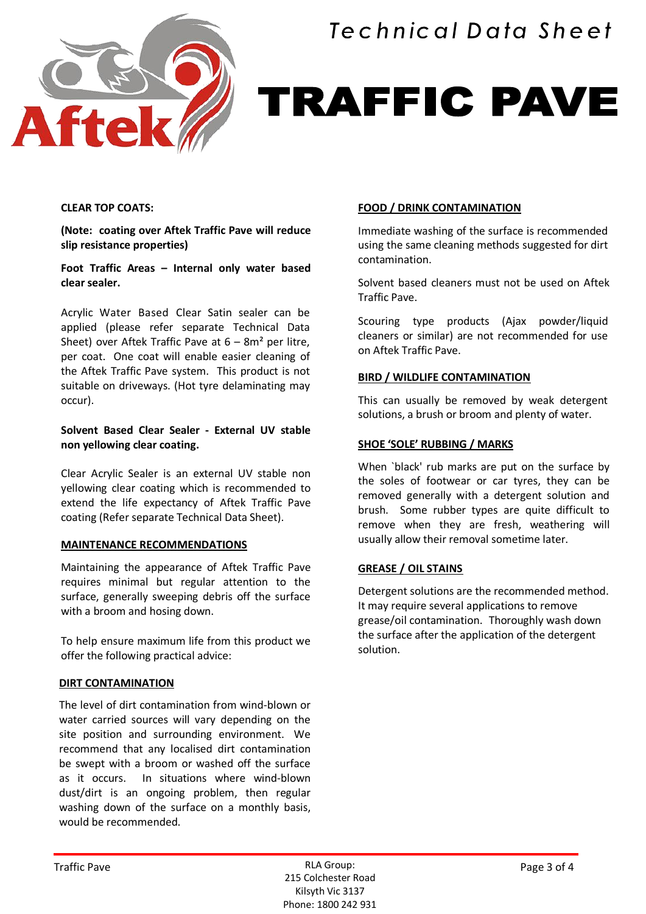# Technical Data Sheet

# TRAFFIC PAVE

**CLEAR TOP COATS:**

**(Note: coating over Aftek Traffic Pave will reduce slip resistance properties)**

**Foot Traffic Areas – Internal only water based clear sealer.**

Acrylic Water Based Clear Satin sealer can be applied (please refer separate Technical Data Sheet) over Aftek Traffic Pave at 6 – 8m² per litre, per coat. One coat will enable easier cleaning of the Aftek Traffic Pave system. This product is not suitable on driveways. (Hot tyre delaminating may occur).

**Solvent Based Clear Sealer - External UV stable non yellowing clear coating.**

Clear Acrylic Sealer is an external UV stable non yellowing clear coating which is recommended to extend the life expectancy of Aftek Traffic Pave coating (Refer separate Technical Data Sheet).

**MAINTENANCE RECOMMENDATIONS**

Maintaining the appearance of Aftek Traffic Pave requires minimal but regular attention to the surface, generally sweeping debris off the surface with a broom and hosing down.

To help ensure maximum life from this product we offer the following practical advice:

**DIRT CONTAMINATION**

The level of dirt contamination from wind-blown or water carried sources will vary depending on the site position and surrounding environment. We recommend that any localised dirt contamination be swept with a broom or washed off the surface as it occurs. In situations where wind-blown dust/dirt is an ongoing problem, then regular washing down of the surface on a monthly basis, would be recommended.

**FOOD / DRINK CONTAMINATION**

Immediate washing of the surface is recommended using the same cleaning methods suggested for dirt contamination.

Solvent based cleaners must not be used on Aftek Traffic Pave.

Scouring type products (Ajax powder/liquid cleaners or similar) are not recommended for use on Aftek Traffic Pave.

**BIRD / WILDLIFE CONTAMINATION**

This can usually be removed by weak detergent solutions, a brush or broom and plenty of water.

**SHOE 'SOLE' RUBBING / MARKS**

When `black' rub marks are put on the surface by the soles of footwear or car tyres, they can be removed generally with a detergent solution and brush. Some rubber types are quite difficult to remove when they are fresh, weathering will usually allow their removal sometime later.

**GREASE / OIL STAINS**

Detergent solutions are the recommended method. It may require several applications to remove grease/oil contamination. Thoroughly wash down the surface after the application of the detergent solution.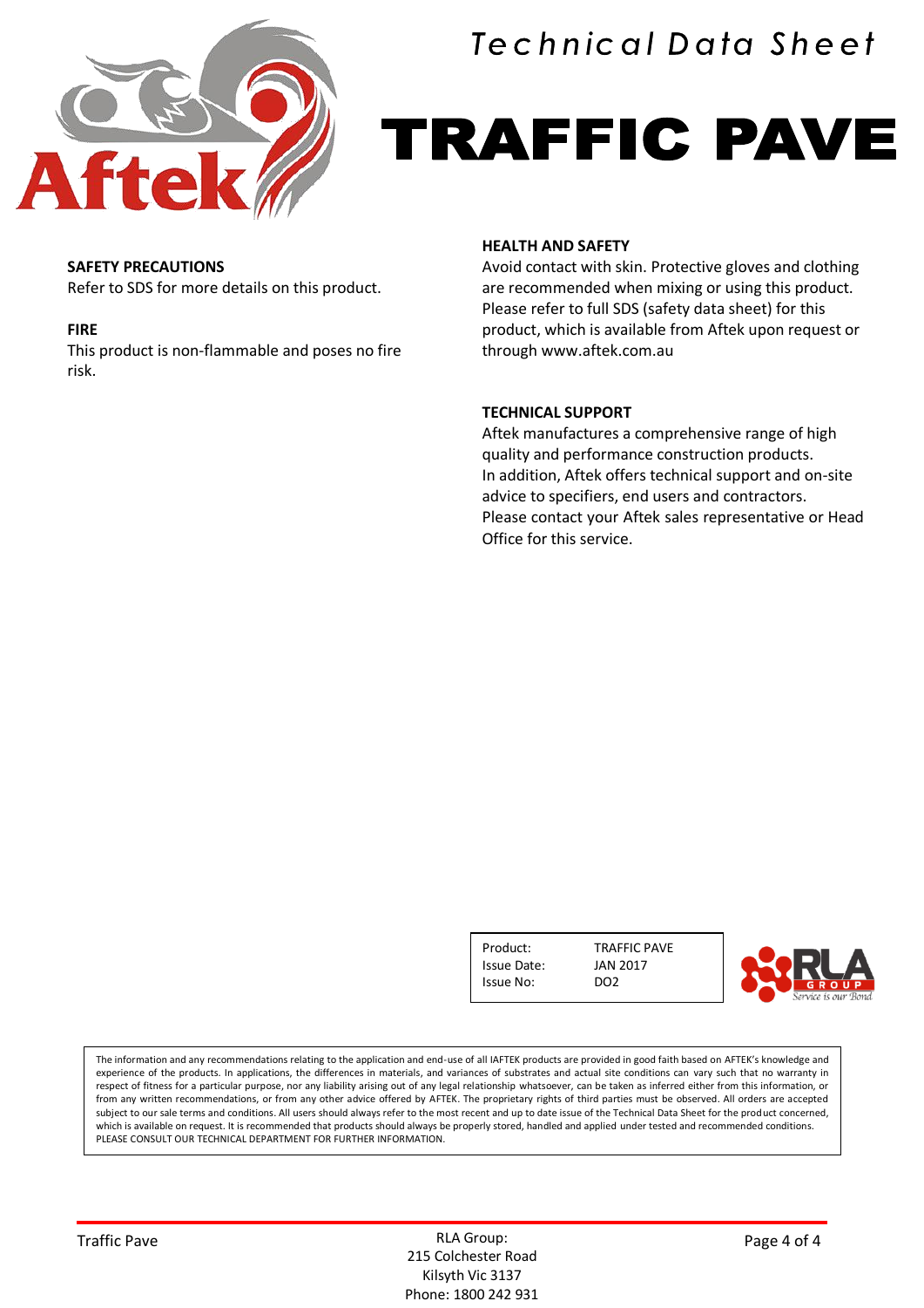Technical Data Sheet

# TRAFFIC PAVE

**SAFETY PRECAUTIONS**

Refer to SDS for more details on this product.

**FIRE**

This product is non-flammable and poses no fire risk.

**HEALTH AND SAFETY**

Avoid contact with skin. Protective gloves and clothing are recommended when mixing or using this product. Please refer to full SDS (safety data sheet) for this product, which is available from Aftek upon request or through www.aftek.com.au

**TECHNICAL SUPPORT**

Aftek manufactures a comprehensive range of high quality and performance construction products.
In addition, Aftek offers technical support and on-site advice to specifiers, end users and contractors.
Please contact your Aftek sales representative or Head Office for this service.

| | |
|---|---|
| Product: | TRAFFIC PAVE |
| Issue Date: | JAN 2017 |
| Issue No: | DO2 |

The information and any recommendations relating to the application and end-use of all IAFTEK products are provided in good faith based on AFTEK's knowledge and experience of the products. In applications, the differences in materials, and variances of substrates and actual site conditions can vary such that no warranty in respect of fitness for a particular purpose, nor any liability arising out of any legal relationship whatsoever, can be taken as inferred either from this information, or from any written recommendations, or from any other advice offered by AFTEK. The proprietary rights of third parties must be observed. All orders are accepted subject to our sale terms and conditions. All users should always refer to the most recent and up to date issue of the Technical Data Sheet for the product concerned, which is available on request. It is recommended that products should always be properly stored, handled and applied under tested and recommended conditions. PLEASE CONSULT OUR TECHNICAL DEPARTMENT FOR FURTHER INFORMATION.

RLA Group:
215 Colchester Road
Kilsyth Vic 3137
Phone: 1800 242 931